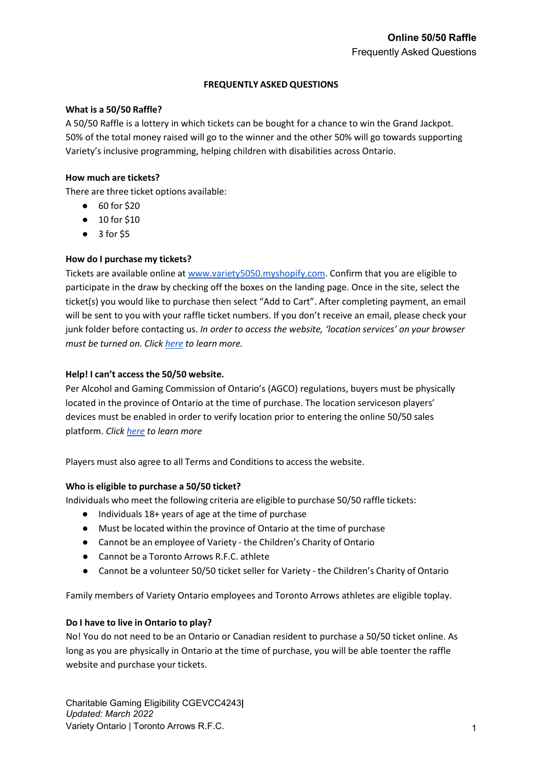# FREQUENTLY ASKED QUESTIONS

**What is a 50/50 Raffle?**

A 50/50 Raffle is a lottery in which tickets can be bought for a chance to win the Grand Jackpot. 50% of the total money raised will go to the winner and the other 50% will go towards supporting Variety's inclusive programming, helping children with disabilities across Ontario.

**How much are tickets?**

There are three ticket options available:

- 60 for $20
- 10 for $10
- 3 for $5

**How do I purchase my tickets?**

Tickets are available online at [www.variety5050.myshopify.com](www.variety5050.myshopify.com). Confirm that you are eligible to participate in the draw by checking off the boxes on the landing page. Once in the site, select the ticket(s) you would like to purchase then select "Add to Cart". After completing payment, an email will be sent to you with your raffle ticket numbers. If you don't receive an email, please check your junk folder before contacting us. *In order to access the website, 'location services' on your browser must be turned on. Click here to learn more.*

**Help! I can't access the 50/50 website.**

Per Alcohol and Gaming Commission of Ontario's (AGCO) regulations, buyers must be physically located in the province of Ontario at the time of purchase. The location serviceson players' devices must be enabled in order to verify location prior to entering the online 50/50 sales platform. *Click here to learn more*

Players must also agree to all Terms and Conditions to access the website.

**Who is eligible to purchase a 50/50 ticket?**

Individuals who meet the following criteria are eligible to purchase 50/50 raffle tickets:

- Individuals 18+ years of age at the time of purchase
- Must be located within the province of Ontario at the time of purchase
- Cannot be an employee of Variety - the Children's Charity of Ontario
- Cannot be a Toronto Arrows R.F.C. athlete
- Cannot be a volunteer 50/50 ticket seller for Variety - the Children's Charity of Ontario

Family members of Variety Ontario employees and Toronto Arrows athletes are eligible toplay.

**Do I have to live in Ontario to play?**

No! You do not need to be an Ontario or Canadian resident to purchase a 50/50 ticket online. As long as you are physically in Ontario at the time of purchase, you will be able toenter the raffle website and purchase your tickets.

Charitable Gaming Eligibility CGEVCC4243
*Updated: March 2022*
Variety Ontario | Toronto Arrows R.F.C.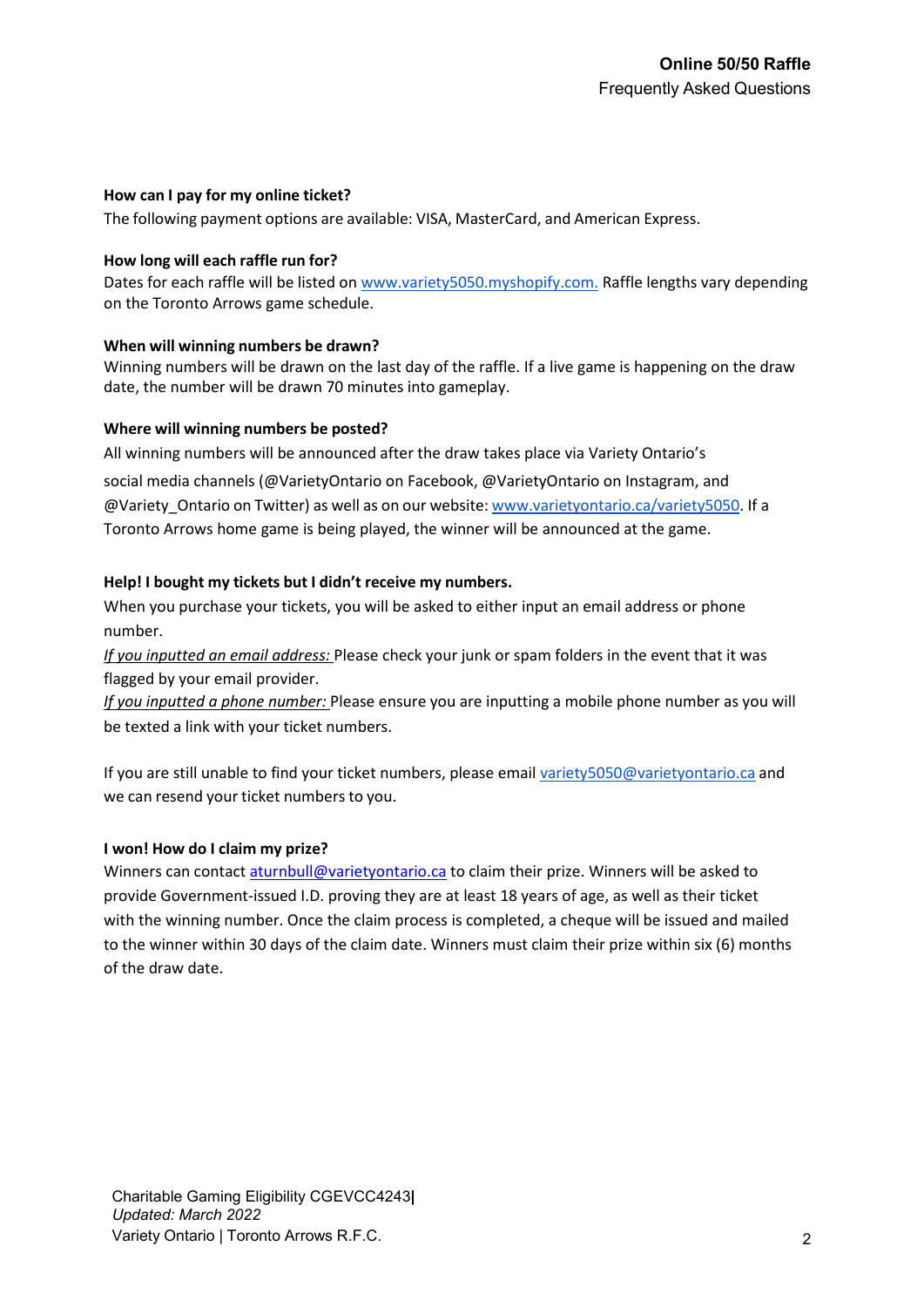**How can I pay for my online ticket?**

The following payment options are available: VISA, MasterCard, and American Express.

**How long will each raffle run for?**

Dates for each raffle will be listed on www.variety5050.myshopify.com. Raffle lengths vary depending on the Toronto Arrows game schedule.

**When will winning numbers be drawn?**

Winning numbers will be drawn on the last day of the raffle. If a live game is happening on the draw date, the number will be drawn 70 minutes into gameplay.

**Where will winning numbers be posted?**

All winning numbers will be announced after the draw takes place via Variety Ontario's social media channels (@VarietyOntario on Facebook, @VarietyOntario on Instagram, and @Variety_Ontario on Twitter) as well as on our website: www.varietyontario.ca/variety5050. If a Toronto Arrows home game is being played, the winner will be announced at the game.

**Help! I bought my tickets but I didn't receive my numbers.**

When you purchase your tickets, you will be asked to either input an email address or phone number.

*If you inputted an email address:* Please check your junk or spam folders in the event that it was flagged by your email provider.

*If you inputted a phone number:* Please ensure you are inputting a mobile phone number as you will be texted a link with your ticket numbers.

If you are still unable to find your ticket numbers, please email variety5050@varietyontario.ca and we can resend your ticket numbers to you.

**I won! How do I claim my prize?**

Winners can contact aturnbull@varietyontario.ca to claim their prize. Winners will be asked to provide Government-issued I.D. proving they are at least 18 years of age, as well as their ticket with the winning number. Once the claim process is completed, a cheque will be issued and mailed to the winner within 30 days of the claim date. Winners must claim their prize within six (6) months of the draw date.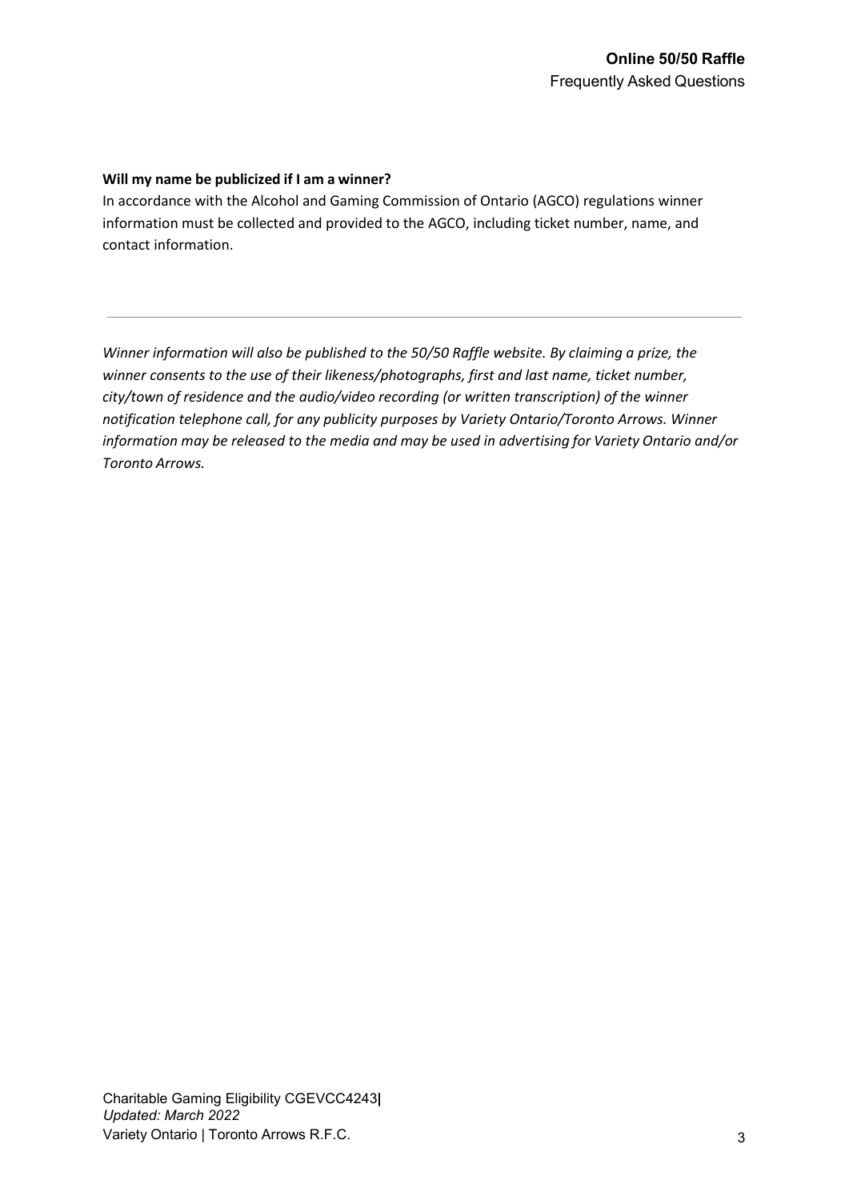**Will my name be publicized if I am a winner?**

In accordance with the Alcohol and Gaming Commission of Ontario (AGCO) regulations winner information must be collected and provided to the AGCO, including ticket number, name, and contact information.

---

*Winner information will also be published to the 50/50 Raffle website. By claiming a prize, the winner consents to the use of their likeness/photographs, first and last name, ticket number, city/town of residence and the audio/video recording (or written transcription) of the winner notification telephone call, for any publicity purposes by Variety Ontario/Toronto Arrows. Winner information may be released to the media and may be used in advertising for Variety Ontario and/or Toronto Arrows.*